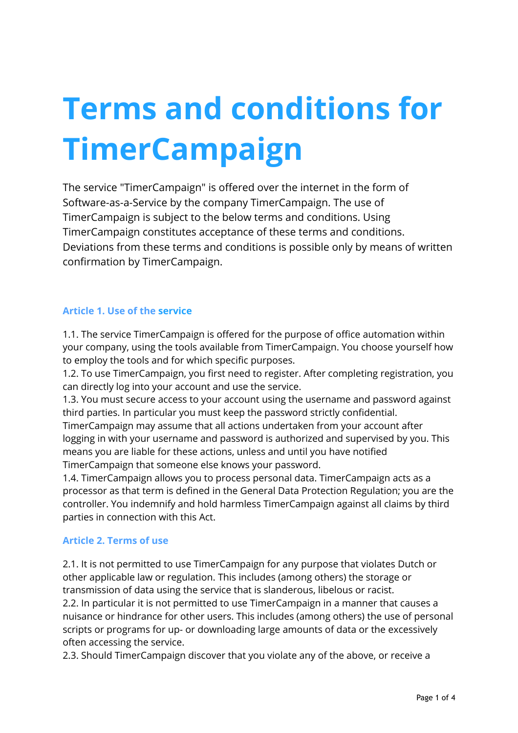# Terms and conditions for TimerCampaign

The service "TimerCampaign" is offered over the internet in the form of Software-as-a-Service by the company TimerCampaign. The use of TimerCampaign is subject to the below terms and conditions. Using TimerCampaign constitutes acceptance of these terms and conditions. Deviations from these terms and conditions is possible only by means of written confirmation by TimerCampaign.

### Article 1. Use of the service

1.1. The service TimerCampaign is offered for the purpose of office automation within your company, using the tools available from TimerCampaign. You choose yourself how to employ the tools and for which specific purposes.
1.2. To use TimerCampaign, you first need to register. After completing registration, you can directly log into your account and use the service.
1.3. You must secure access to your account using the username and password against third parties. In particular you must keep the password strictly confidential. TimerCampaign may assume that all actions undertaken from your account after logging in with your username and password is authorized and supervised by you. This means you are liable for these actions, unless and until you have notified TimerCampaign that someone else knows your password.
1.4. TimerCampaign allows you to process personal data. TimerCampaign acts as a processor as that term is defined in the General Data Protection Regulation; you are the controller. You indemnify and hold harmless TimerCampaign against all claims by third parties in connection with this Act.

### Article 2. Terms of use

2.1. It is not permitted to use TimerCampaign for any purpose that violates Dutch or other applicable law or regulation. This includes (among others) the storage or transmission of data using the service that is slanderous, libelous or racist.
2.2. In particular it is not permitted to use TimerCampaign in a manner that causes a nuisance or hindrance for other users. This includes (among others) the use of personal scripts or programs for up- or downloading large amounts of data or the excessively often accessing the service.
2.3. Should TimerCampaign discover that you violate any of the above, or receive a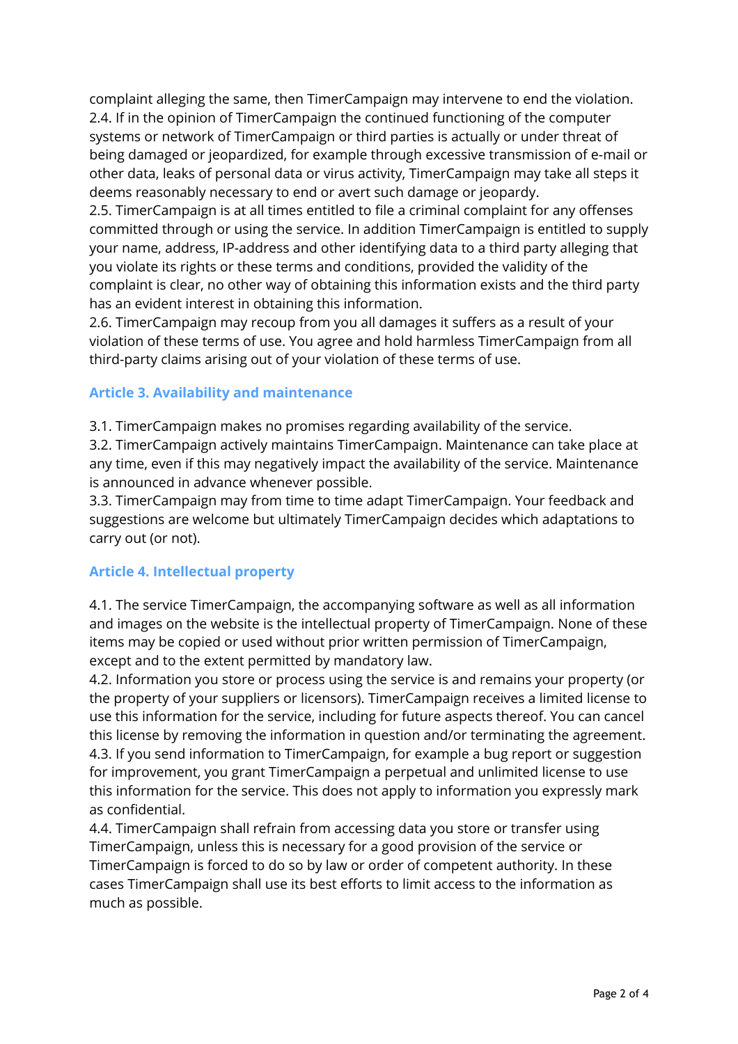complaint alleging the same, then TimerCampaign may intervene to end the violation.
2.4. If in the opinion of TimerCampaign the continued functioning of the computer systems or network of TimerCampaign or third parties is actually or under threat of being damaged or jeopardized, for example through excessive transmission of e-mail or other data, leaks of personal data or virus activity, TimerCampaign may take all steps it deems reasonably necessary to end or avert such damage or jeopardy.
2.5. TimerCampaign is at all times entitled to file a criminal complaint for any offenses committed through or using the service. In addition TimerCampaign is entitled to supply your name, address, IP-address and other identifying data to a third party alleging that you violate its rights or these terms and conditions, provided the validity of the complaint is clear, no other way of obtaining this information exists and the third party has an evident interest in obtaining this information.
2.6. TimerCampaign may recoup from you all damages it suffers as a result of your violation of these terms of use. You agree and hold harmless TimerCampaign from all third-party claims arising out of your violation of these terms of use.

## Article 3. Availability and maintenance

3.1. TimerCampaign makes no promises regarding availability of the service.
3.2. TimerCampaign actively maintains TimerCampaign. Maintenance can take place at any time, even if this may negatively impact the availability of the service. Maintenance is announced in advance whenever possible.
3.3. TimerCampaign may from time to time adapt TimerCampaign. Your feedback and suggestions are welcome but ultimately TimerCampaign decides which adaptations to carry out (or not).

## Article 4. Intellectual property

4.1. The service TimerCampaign, the accompanying software as well as all information and images on the website is the intellectual property of TimerCampaign. None of these items may be copied or used without prior written permission of TimerCampaign, except and to the extent permitted by mandatory law.
4.2. Information you store or process using the service is and remains your property (or the property of your suppliers or licensors). TimerCampaign receives a limited license to use this information for the service, including for future aspects thereof. You can cancel this license by removing the information in question and/or terminating the agreement.
4.3. If you send information to TimerCampaign, for example a bug report or suggestion for improvement, you grant TimerCampaign a perpetual and unlimited license to use this information for the service. This does not apply to information you expressly mark as confidential.
4.4. TimerCampaign shall refrain from accessing data you store or transfer using TimerCampaign, unless this is necessary for a good provision of the service or TimerCampaign is forced to do so by law or order of competent authority. In these cases TimerCampaign shall use its best efforts to limit access to the information as much as possible.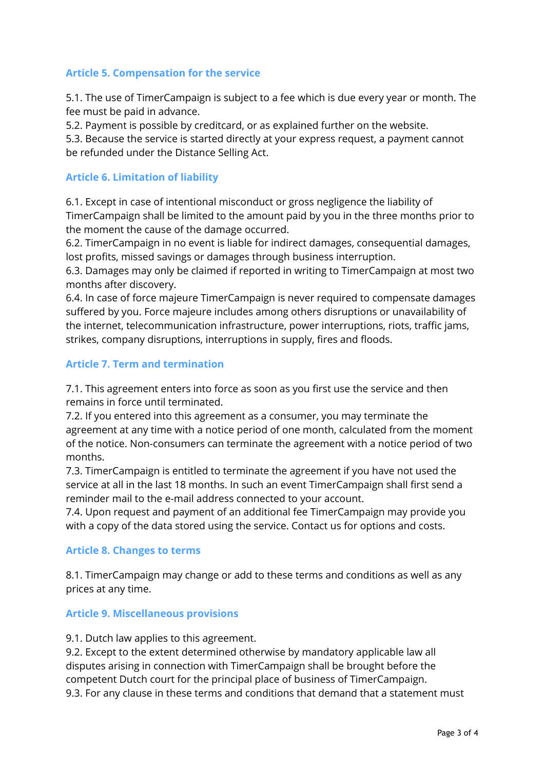## Article 5. Compensation for the service

5.1. The use of TimerCampaign is subject to a fee which is due every year or month. The fee must be paid in advance.
5.2. Payment is possible by creditcard, or as explained further on the website.
5.3. Because the service is started directly at your express request, a payment cannot be refunded under the Distance Selling Act.

## Article 6. Limitation of liability

6.1. Except in case of intentional misconduct or gross negligence the liability of TimerCampaign shall be limited to the amount paid by you in the three months prior to the moment the cause of the damage occurred.
6.2. TimerCampaign in no event is liable for indirect damages, consequential damages, lost profits, missed savings or damages through business interruption.
6.3. Damages may only be claimed if reported in writing to TimerCampaign at most two months after discovery.
6.4. In case of force majeure TimerCampaign is never required to compensate damages suffered by you. Force majeure includes among others disruptions or unavailability of the internet, telecommunication infrastructure, power interruptions, riots, traffic jams, strikes, company disruptions, interruptions in supply, fires and floods.

## Article 7. Term and termination

7.1. This agreement enters into force as soon as you first use the service and then remains in force until terminated.
7.2. If you entered into this agreement as a consumer, you may terminate the agreement at any time with a notice period of one month, calculated from the moment of the notice. Non-consumers can terminate the agreement with a notice period of two months.
7.3. TimerCampaign is entitled to terminate the agreement if you have not used the service at all in the last 18 months. In such an event TimerCampaign shall first send a reminder mail to the e-mail address connected to your account.
7.4. Upon request and payment of an additional fee TimerCampaign may provide you with a copy of the data stored using the service. Contact us for options and costs.

## Article 8. Changes to terms

8.1. TimerCampaign may change or add to these terms and conditions as well as any prices at any time.

## Article 9. Miscellaneous provisions

9.1. Dutch law applies to this agreement.
9.2. Except to the extent determined otherwise by mandatory applicable law all disputes arising in connection with TimerCampaign shall be brought before the competent Dutch court for the principal place of business of TimerCampaign.
9.3. For any clause in these terms and conditions that demand that a statement must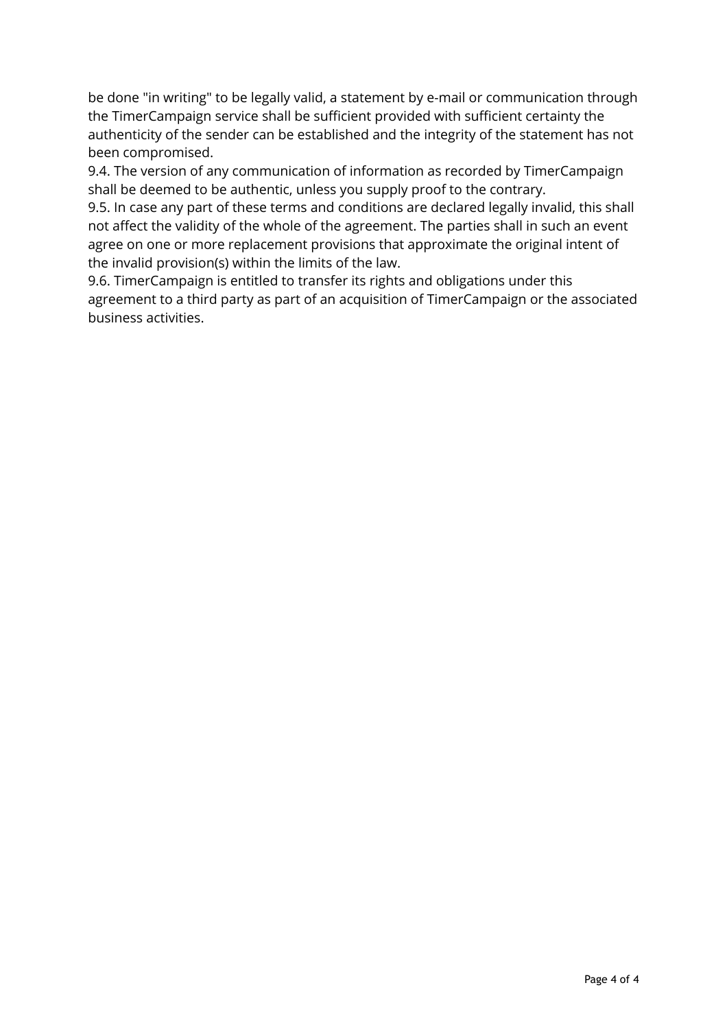be done "in writing" to be legally valid, a statement by e-mail or communication through the TimerCampaign service shall be sufficient provided with sufficient certainty the authenticity of the sender can be established and the integrity of the statement has not been compromised.
9.4. The version of any communication of information as recorded by TimerCampaign shall be deemed to be authentic, unless you supply proof to the contrary.
9.5. In case any part of these terms and conditions are declared legally invalid, this shall not affect the validity of the whole of the agreement. The parties shall in such an event agree on one or more replacement provisions that approximate the original intent of the invalid provision(s) within the limits of the law.
9.6. TimerCampaign is entitled to transfer its rights and obligations under this agreement to a third party as part of an acquisition of TimerCampaign or the associated business activities.